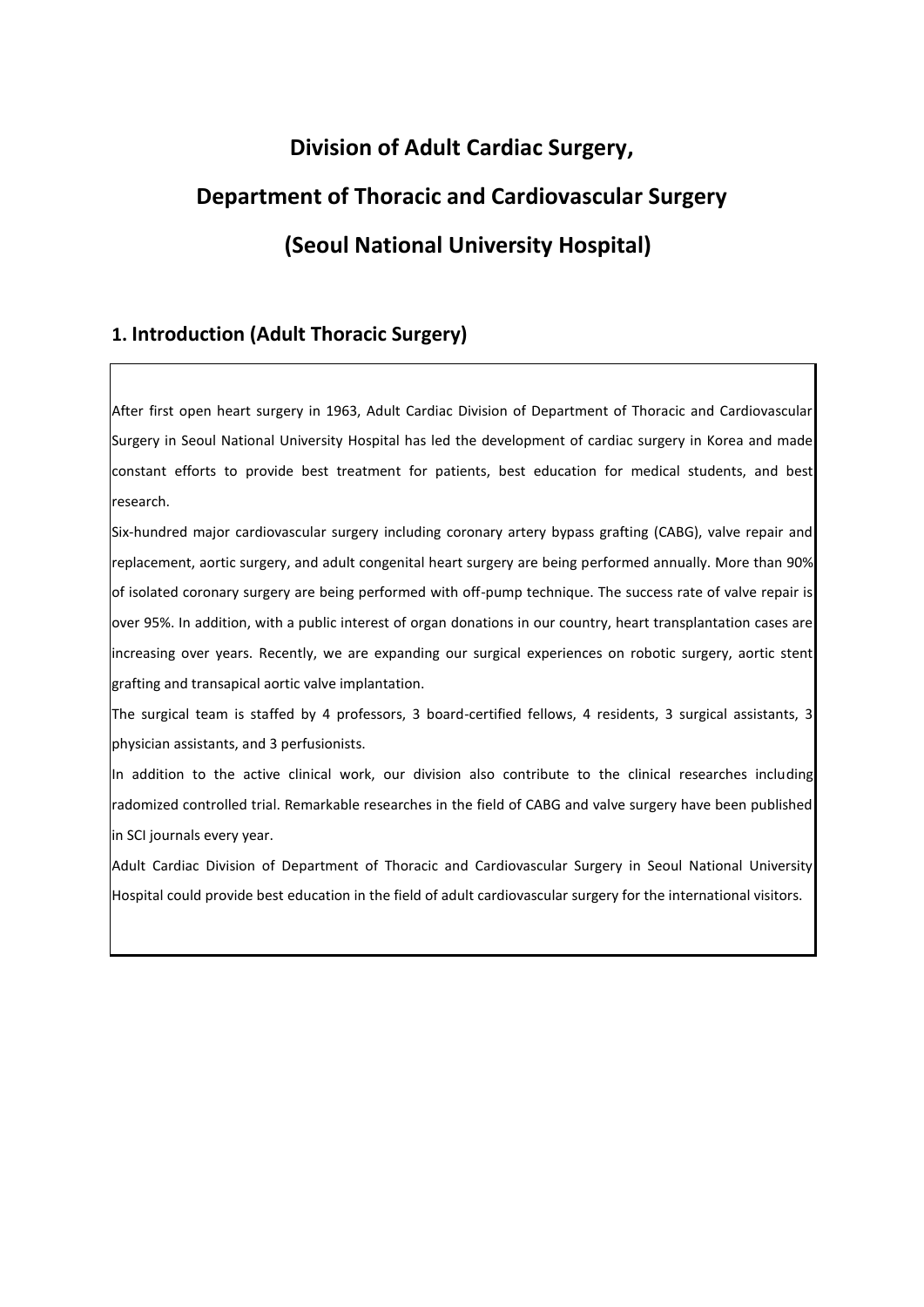# Division of Adult Cardiac Surgery,

# Department of Thoracic and Cardiovascular Surgery

# (Seoul National University Hospital)

## 1. Introduction (Adult Thoracic Surgery)

After first open heart surgery in 1963, Adult Cardiac Division of Department of Thoracic and Cardiovascular Surgery in Seoul National University Hospital has led the development of cardiac surgery in Korea and made constant efforts to provide best treatment for patients, best education for medical students, and best research.

Six-hundred major cardiovascular surgery including coronary artery bypass grafting (CABG), valve repair and replacement, aortic surgery, and adult congenital heart surgery are being performed annually. More than 90% of isolated coronary surgery are being performed with off-pump technique. The success rate of valve repair is over 95%. In addition, with a public interest of organ donations in our country, heart transplantation cases are increasing over years. Recently, we are expanding our surgical experiences on robotic surgery, aortic stent grafting and transapical aortic valve implantation.

The surgical team is staffed by 4 professors, 3 board-certified fellows, 4 residents, 3 surgical assistants, 3 physician assistants, and 3 perfusionists.

In addition to the active clinical work, our division also contribute to the clinical researches including radomized controlled trial. Remarkable researches in the field of CABG and valve surgery have been published in SCI journals every year.

Adult Cardiac Division of Department of Thoracic and Cardiovascular Surgery in Seoul National University Hospital could provide best education in the field of adult cardiovascular surgery for the international visitors.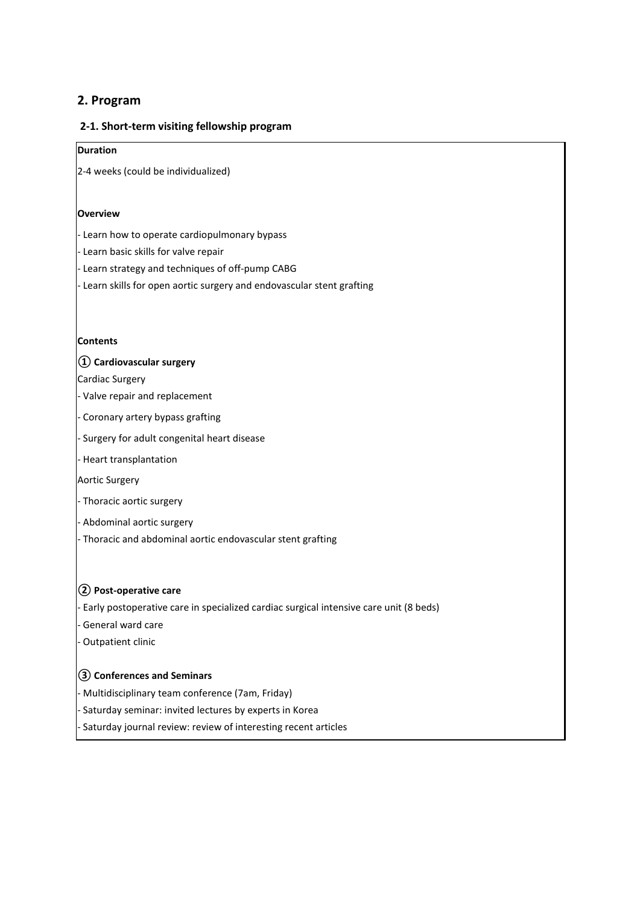## 2. Program

### 2-1. Short-term visiting fellowship program

**Duration**

2-4 weeks (could be individualized)

**Overview**

- Learn how to operate cardiopulmonary bypass
- Learn basic skills for valve repair
- Learn strategy and techniques of off-pump CABG
- Learn skills for open aortic surgery and endovascular stent grafting

**Contents**

**① Cardiovascular surgery**

Cardiac Surgery

- Valve repair and replacement
- Coronary artery bypass grafting
- Surgery for adult congenital heart disease
- Heart transplantation

Aortic Surgery

- Thoracic aortic surgery
- Abdominal aortic surgery
- Thoracic and abdominal aortic endovascular stent grafting

**② Post-operative care**

- Early postoperative care in specialized cardiac surgical intensive care unit (8 beds)
- General ward care
- Outpatient clinic

**③ Conferences and Seminars**

- Multidisciplinary team conference (7am, Friday)
- Saturday seminar: invited lectures by experts in Korea
- Saturday journal review: review of interesting recent articles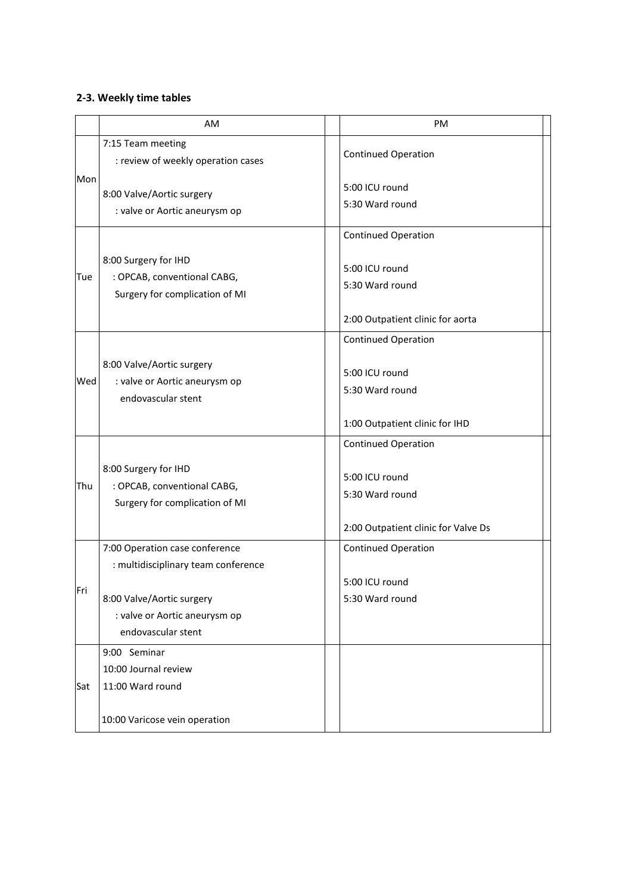### 2-3. Weekly time tables

| | AM | PM |
|---|---|---|
| Mon | 7:15 Team meeting<br>: review of weekly operation cases<br><br>8:00 Valve/Aortic surgery<br>: valve or Aortic aneurysm op | Continued Operation<br><br>5:00 ICU round<br>5:30 Ward round |
| Tue | 8:00 Surgery for IHD<br>: OPCAB, conventional CABG,<br>Surgery for complication of MI | Continued Operation<br><br>5:00 ICU round<br>5:30 Ward round<br><br>2:00 Outpatient clinic for aorta |
| Wed | 8:00 Valve/Aortic surgery<br>: valve or Aortic aneurysm op<br>endovascular stent | Continued Operation<br><br>5:00 ICU round<br>5:30 Ward round<br><br>1:00 Outpatient clinic for IHD |
| Thu | 8:00 Surgery for IHD<br>: OPCAB, conventional CABG,<br>Surgery for complication of MI | Continued Operation<br><br>5:00 ICU round<br>5:30 Ward round<br><br>2:00 Outpatient clinic for Valve Ds |
| Fri | 7:00 Operation case conference<br>: multidisciplinary team conference<br><br>8:00 Valve/Aortic surgery<br>: valve or Aortic aneurysm op<br>endovascular stent | Continued Operation<br><br>5:00 ICU round<br>5:30 Ward round |
| Sat | 9:00 Seminar<br>10:00 Journal review<br>11:00 Ward round<br><br>10:00 Varicose vein operation | |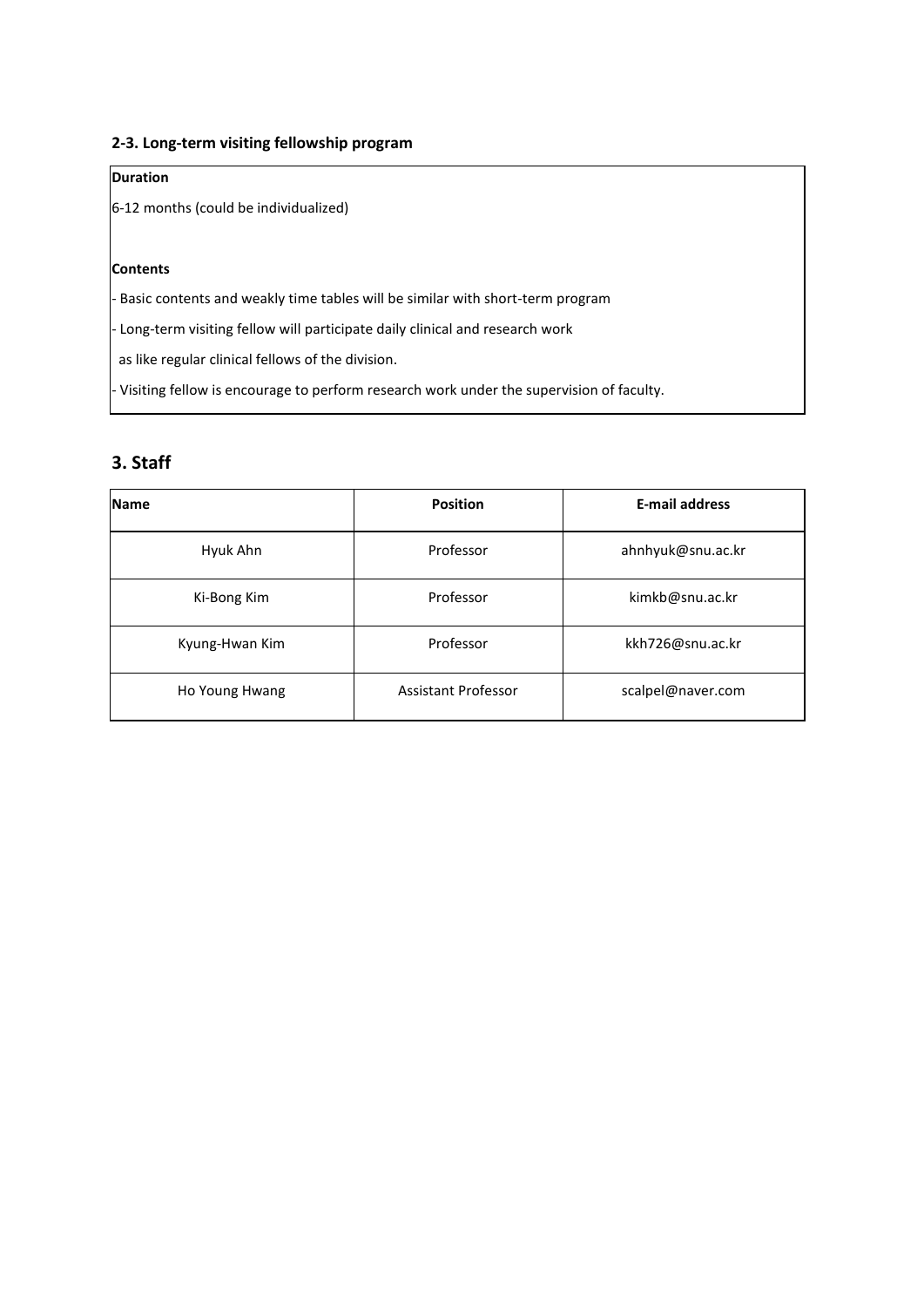### 2-3. Long-term visiting fellowship program

**Duration**

6-12 months (could be individualized)

**Contents**

- Basic contents and weakly time tables will be similar with short-term program
- Long-term visiting fellow will participate daily clinical and research work
  as like regular clinical fellows of the division.
- Visiting fellow is encourage to perform research work under the supervision of faculty.

## 3. Staff

| Name | Position | E-mail address |
|---|---|---|
| Hyuk Ahn | Professor | ahnhyuk@snu.ac.kr |
| Ki-Bong Kim | Professor | kimkb@snu.ac.kr |
| Kyung-Hwan Kim | Professor | kkh726@snu.ac.kr |
| Ho Young Hwang | Assistant Professor | scalpel@naver.com |